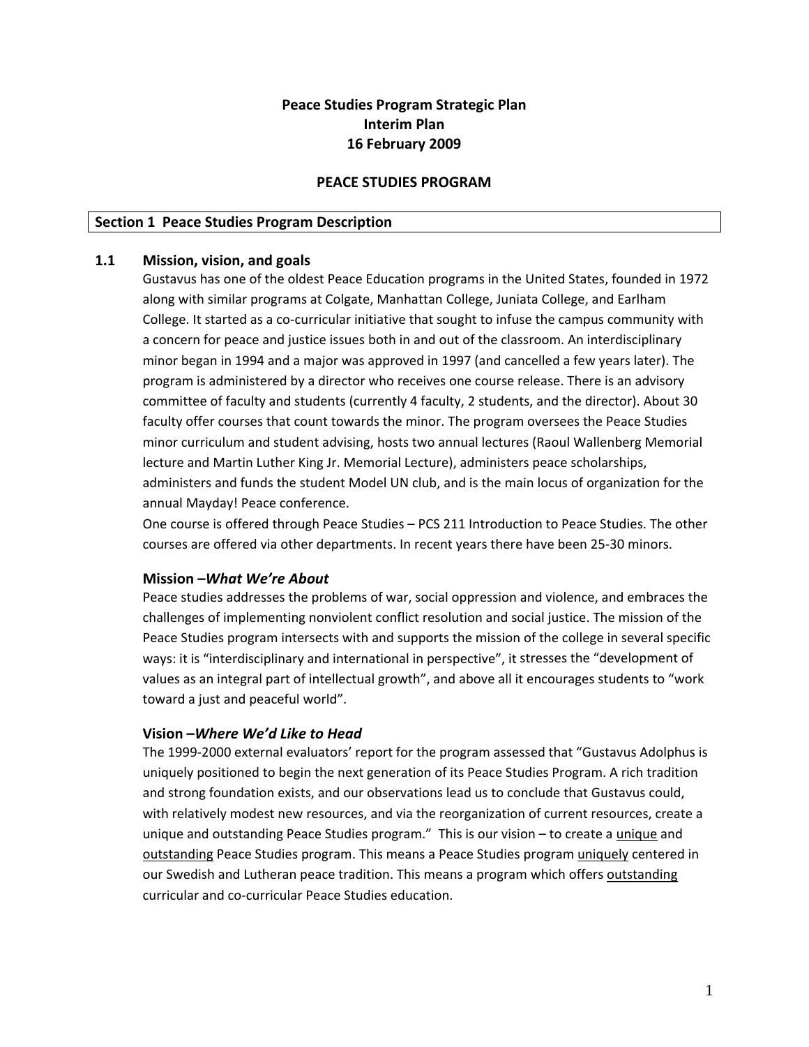# Peace Studies Program Strategic Plan
# Interim Plan
# 16 February 2009

## PEACE STUDIES PROGRAM

## Section 1 Peace Studies Program Description

### 1.1 Mission, vision, and goals

Gustavus has one of the oldest Peace Education programs in the United States, founded in 1972 along with similar programs at Colgate, Manhattan College, Juniata College, and Earlham College. It started as a co-curricular initiative that sought to infuse the campus community with a concern for peace and justice issues both in and out of the classroom. An interdisciplinary minor began in 1994 and a major was approved in 1997 (and cancelled a few years later). The program is administered by a director who receives one course release. There is an advisory committee of faculty and students (currently 4 faculty, 2 students, and the director). About 30 faculty offer courses that count towards the minor. The program oversees the Peace Studies minor curriculum and student advising, hosts two annual lectures (Raoul Wallenberg Memorial lecture and Martin Luther King Jr. Memorial Lecture), administers peace scholarships, administers and funds the student Model UN club, and is the main locus of organization for the annual Mayday! Peace conference.

One course is offered through Peace Studies – PCS 211 Introduction to Peace Studies. The other courses are offered via other departments. In recent years there have been 25-30 minors.

#### Mission –*What We're About*

Peace studies addresses the problems of war, social oppression and violence, and embraces the challenges of implementing nonviolent conflict resolution and social justice. The mission of the Peace Studies program intersects with and supports the mission of the college in several specific ways: it is "interdisciplinary and international in perspective", it stresses the "development of values as an integral part of intellectual growth", and above all it encourages students to "work toward a just and peaceful world".

#### Vision –*Where We'd Like to Head*

The 1999-2000 external evaluators' report for the program assessed that "Gustavus Adolphus is uniquely positioned to begin the next generation of its Peace Studies Program. A rich tradition and strong foundation exists, and our observations lead us to conclude that Gustavus could, with relatively modest new resources, and via the reorganization of current resources, create a unique and outstanding Peace Studies program." This is our vision – to create a <u>unique</u> and <u>outstanding</u> Peace Studies program. This means a Peace Studies program <u>uniquely</u> centered in our Swedish and Lutheran peace tradition. This means a program which offers <u>outstanding</u> curricular and co-curricular Peace Studies education.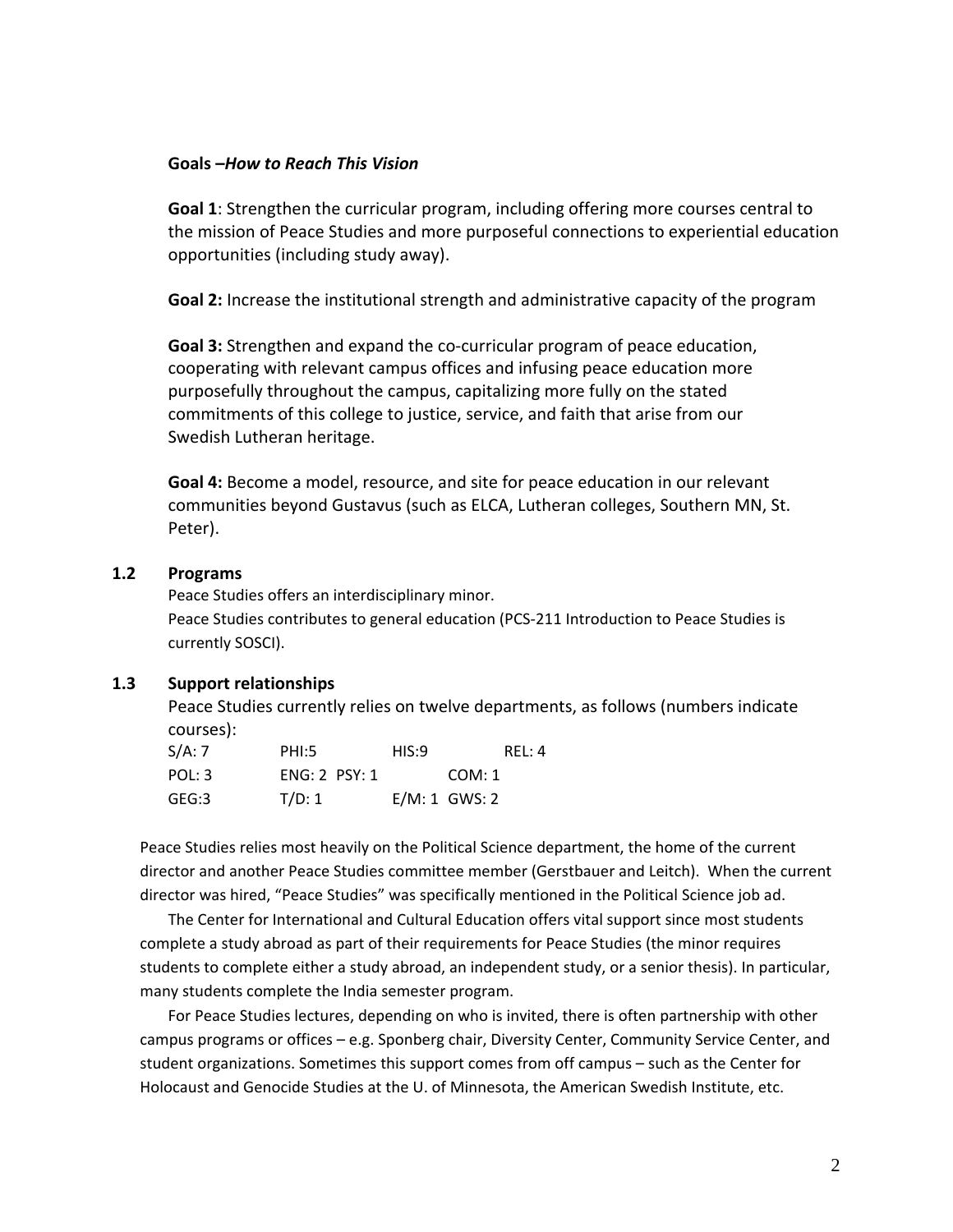**Goals –*How to Reach This Vision***

**Goal 1**: Strengthen the curricular program, including offering more courses central to the mission of Peace Studies and more purposeful connections to experiential education opportunities (including study away).

**Goal 2:** Increase the institutional strength and administrative capacity of the program

**Goal 3:** Strengthen and expand the co-curricular program of peace education, cooperating with relevant campus offices and infusing peace education more purposefully throughout the campus, capitalizing more fully on the stated commitments of this college to justice, service, and faith that arise from our Swedish Lutheran heritage.

**Goal 4:** Become a model, resource, and site for peace education in our relevant communities beyond Gustavus (such as ELCA, Lutheran colleges, Southern MN, St. Peter).

### 1.2 Programs

Peace Studies offers an interdisciplinary minor.
Peace Studies contributes to general education (PCS-211 Introduction to Peace Studies is currently SOSCI).

### 1.3 Support relationships

Peace Studies currently relies on twelve departments, as follows (numbers indicate courses):

| | | | |
|---|---|---|---|
| S/A: 7 | PHI:5 | HIS:9 | REL: 4 |
| POL: 3 | ENG: 2 PSY: 1 | | COM: 1 |
| GEG:3 | T/D: 1 | E/M: 1 GWS: 2 | |

Peace Studies relies most heavily on the Political Science department, the home of the current director and another Peace Studies committee member (Gerstbauer and Leitch). When the current director was hired, "Peace Studies" was specifically mentioned in the Political Science job ad.

The Center for International and Cultural Education offers vital support since most students complete a study abroad as part of their requirements for Peace Studies (the minor requires students to complete either a study abroad, an independent study, or a senior thesis). In particular, many students complete the India semester program.

For Peace Studies lectures, depending on who is invited, there is often partnership with other campus programs or offices – e.g. Sponberg chair, Diversity Center, Community Service Center, and student organizations. Sometimes this support comes from off campus – such as the Center for Holocaust and Genocide Studies at the U. of Minnesota, the American Swedish Institute, etc.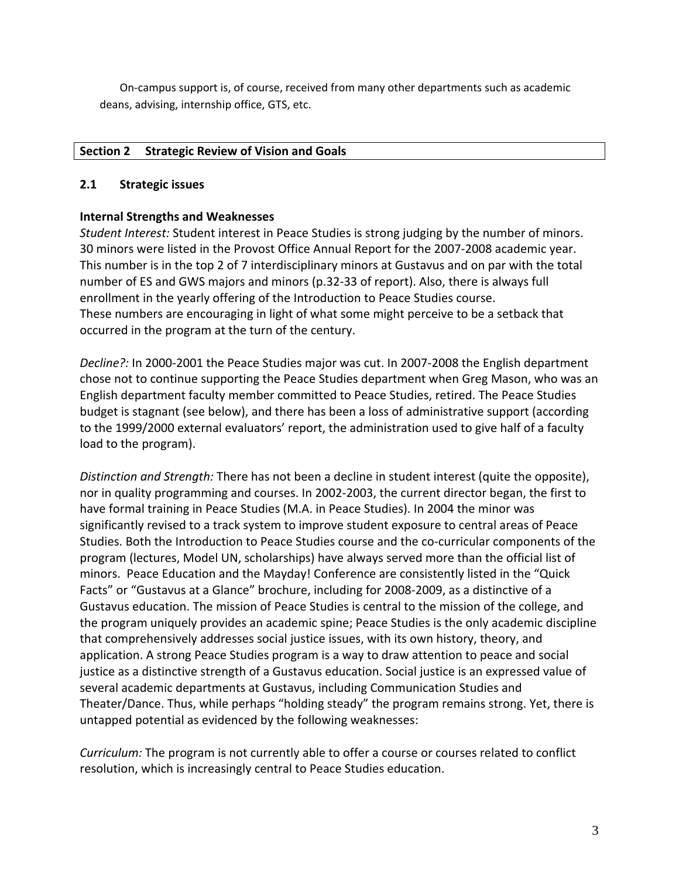On-campus support is, of course, received from many other departments such as academic deans, advising, internship office, GTS, etc.

## Section 2 Strategic Review of Vision and Goals

### 2.1 Strategic issues

**Internal Strengths and Weaknesses**

*Student Interest:* Student interest in Peace Studies is strong judging by the number of minors. 30 minors were listed in the Provost Office Annual Report for the 2007-2008 academic year. This number is in the top 2 of 7 interdisciplinary minors at Gustavus and on par with the total number of ES and GWS majors and minors (p.32-33 of report). Also, there is always full enrollment in the yearly offering of the Introduction to Peace Studies course. These numbers are encouraging in light of what some might perceive to be a setback that occurred in the program at the turn of the century.

*Decline?:* In 2000-2001 the Peace Studies major was cut. In 2007-2008 the English department chose not to continue supporting the Peace Studies department when Greg Mason, who was an English department faculty member committed to Peace Studies, retired. The Peace Studies budget is stagnant (see below), and there has been a loss of administrative support (according to the 1999/2000 external evaluators' report, the administration used to give half of a faculty load to the program).

*Distinction and Strength:* There has not been a decline in student interest (quite the opposite), nor in quality programming and courses. In 2002-2003, the current director began, the first to have formal training in Peace Studies (M.A. in Peace Studies). In 2004 the minor was significantly revised to a track system to improve student exposure to central areas of Peace Studies. Both the Introduction to Peace Studies course and the co-curricular components of the program (lectures, Model UN, scholarships) have always served more than the official list of minors. Peace Education and the Mayday! Conference are consistently listed in the "Quick Facts" or "Gustavus at a Glance" brochure, including for 2008-2009, as a distinctive of a Gustavus education. The mission of Peace Studies is central to the mission of the college, and the program uniquely provides an academic spine; Peace Studies is the only academic discipline that comprehensively addresses social justice issues, with its own history, theory, and application. A strong Peace Studies program is a way to draw attention to peace and social justice as a distinctive strength of a Gustavus education. Social justice is an expressed value of several academic departments at Gustavus, including Communication Studies and Theater/Dance. Thus, while perhaps "holding steady" the program remains strong. Yet, there is untapped potential as evidenced by the following weaknesses:

*Curriculum:* The program is not currently able to offer a course or courses related to conflict resolution, which is increasingly central to Peace Studies education.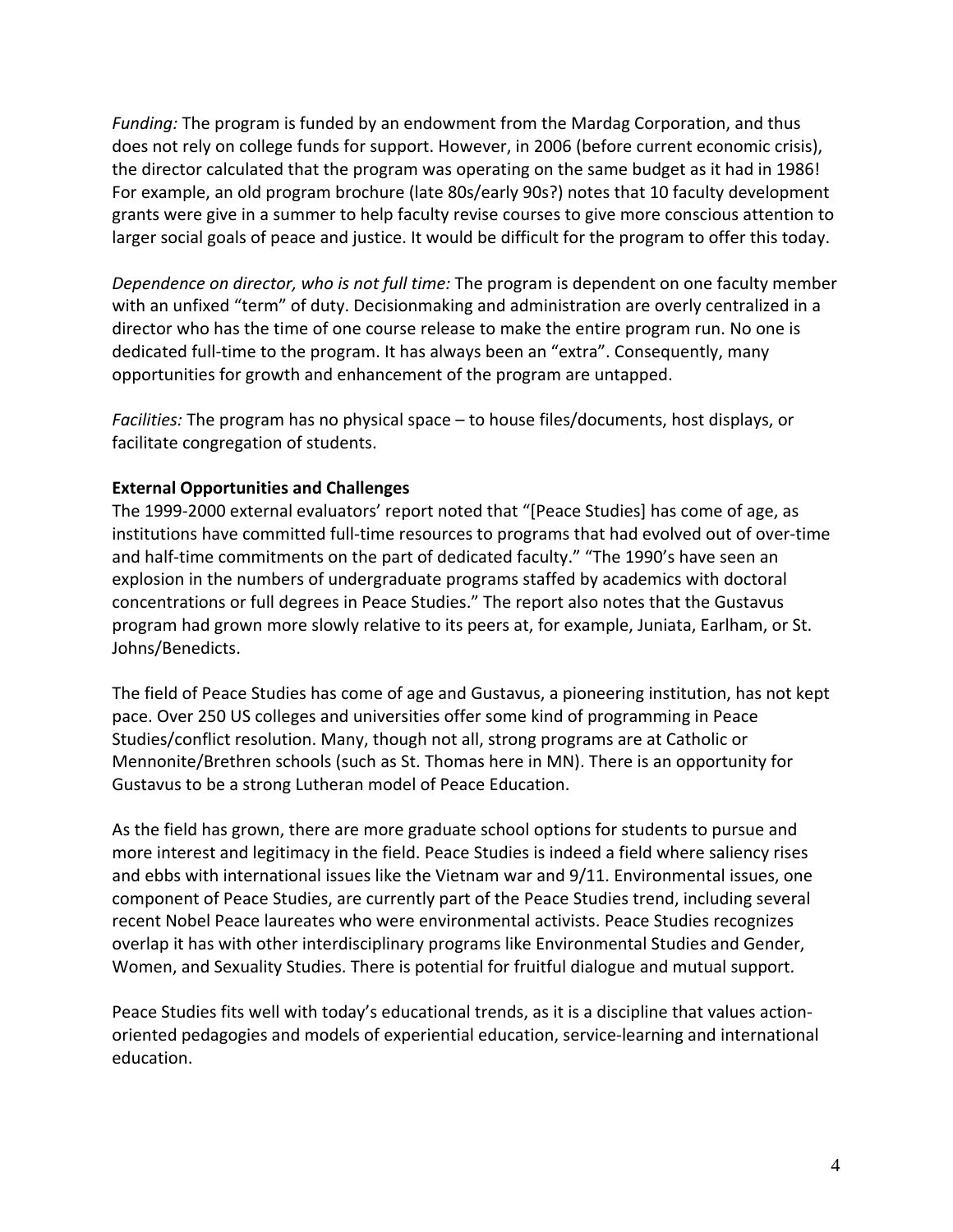*Funding:* The program is funded by an endowment from the Mardag Corporation, and thus does not rely on college funds for support. However, in 2006 (before current economic crisis), the director calculated that the program was operating on the same budget as it had in 1986! For example, an old program brochure (late 80s/early 90s?) notes that 10 faculty development grants were give in a summer to help faculty revise courses to give more conscious attention to larger social goals of peace and justice. It would be difficult for the program to offer this today.

*Dependence on director, who is not full time:* The program is dependent on one faculty member with an unfixed "term" of duty. Decisionmaking and administration are overly centralized in a director who has the time of one course release to make the entire program run. No one is dedicated full-time to the program. It has always been an "extra". Consequently, many opportunities for growth and enhancement of the program are untapped.

*Facilities:* The program has no physical space – to house files/documents, host displays, or facilitate congregation of students.

**External Opportunities and Challenges**

The 1999-2000 external evaluators' report noted that "[Peace Studies] has come of age, as institutions have committed full-time resources to programs that had evolved out of over-time and half-time commitments on the part of dedicated faculty." "The 1990's have seen an explosion in the numbers of undergraduate programs staffed by academics with doctoral concentrations or full degrees in Peace Studies." The report also notes that the Gustavus program had grown more slowly relative to its peers at, for example, Juniata, Earlham, or St. Johns/Benedicts.

The field of Peace Studies has come of age and Gustavus, a pioneering institution, has not kept pace. Over 250 US colleges and universities offer some kind of programming in Peace Studies/conflict resolution. Many, though not all, strong programs are at Catholic or Mennonite/Brethren schools (such as St. Thomas here in MN). There is an opportunity for Gustavus to be a strong Lutheran model of Peace Education.

As the field has grown, there are more graduate school options for students to pursue and more interest and legitimacy in the field. Peace Studies is indeed a field where saliency rises and ebbs with international issues like the Vietnam war and 9/11. Environmental issues, one component of Peace Studies, are currently part of the Peace Studies trend, including several recent Nobel Peace laureates who were environmental activists. Peace Studies recognizes overlap it has with other interdisciplinary programs like Environmental Studies and Gender, Women, and Sexuality Studies. There is potential for fruitful dialogue and mutual support.

Peace Studies fits well with today's educational trends, as it is a discipline that values action-oriented pedagogies and models of experiential education, service-learning and international education.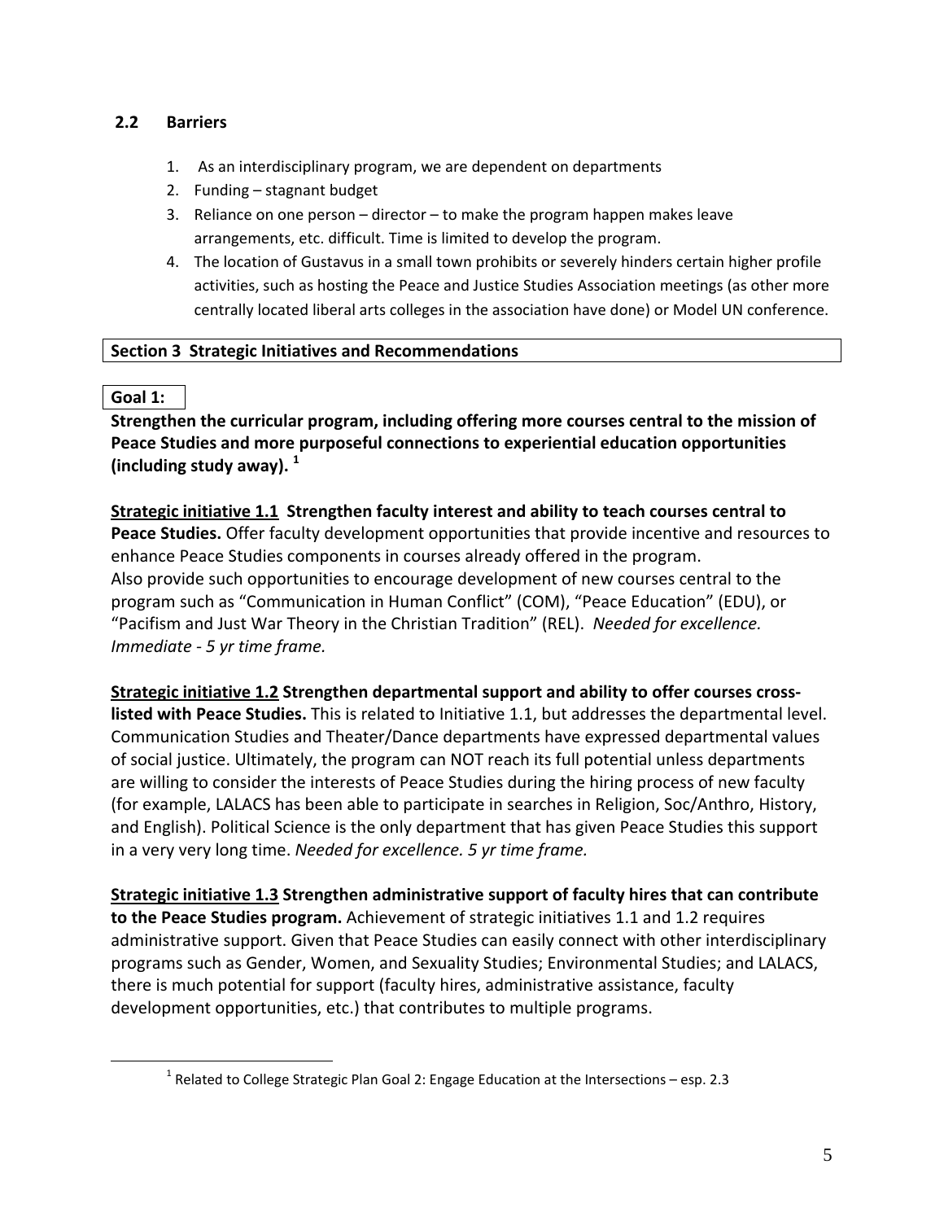## 2.2 Barriers

1. As an interdisciplinary program, we are dependent on departments
2. Funding – stagnant budget
3. Reliance on one person – director – to make the program happen makes leave arrangements, etc. difficult. Time is limited to develop the program.
4. The location of Gustavus in a small town prohibits or severely hinders certain higher profile activities, such as hosting the Peace and Justice Studies Association meetings (as other more centrally located liberal arts colleges in the association have done) or Model UN conference.

## Section 3 Strategic Initiatives and Recommendations

**Goal 1:**

**Strengthen the curricular program, including offering more courses central to the mission of Peace Studies and more purposeful connections to experiential education opportunities (including study away).** [1]

**Strategic initiative 1.1 Strengthen faculty interest and ability to teach courses central to Peace Studies.** Offer faculty development opportunities that provide incentive and resources to enhance Peace Studies components in courses already offered in the program. Also provide such opportunities to encourage development of new courses central to the program such as "Communication in Human Conflict" (COM), "Peace Education" (EDU), or "Pacifism and Just War Theory in the Christian Tradition" (REL). *Needed for excellence. Immediate - 5 yr time frame.*

**Strategic initiative 1.2 Strengthen departmental support and ability to offer courses cross-listed with Peace Studies.** This is related to Initiative 1.1, but addresses the departmental level. Communication Studies and Theater/Dance departments have expressed departmental values of social justice. Ultimately, the program can NOT reach its full potential unless departments are willing to consider the interests of Peace Studies during the hiring process of new faculty (for example, LALACS has been able to participate in searches in Religion, Soc/Anthro, History, and English). Political Science is the only department that has given Peace Studies this support in a very very long time. *Needed for excellence. 5 yr time frame.*

**Strategic initiative 1.3 Strengthen administrative support of faculty hires that can contribute to the Peace Studies program.** Achievement of strategic initiatives 1.1 and 1.2 requires administrative support. Given that Peace Studies can easily connect with other interdisciplinary programs such as Gender, Women, and Sexuality Studies; Environmental Studies; and LALACS, there is much potential for support (faculty hires, administrative assistance, faculty development opportunities, etc.) that contributes to multiple programs.

[1] Related to College Strategic Plan Goal 2: Engage Education at the Intersections – esp. 2.3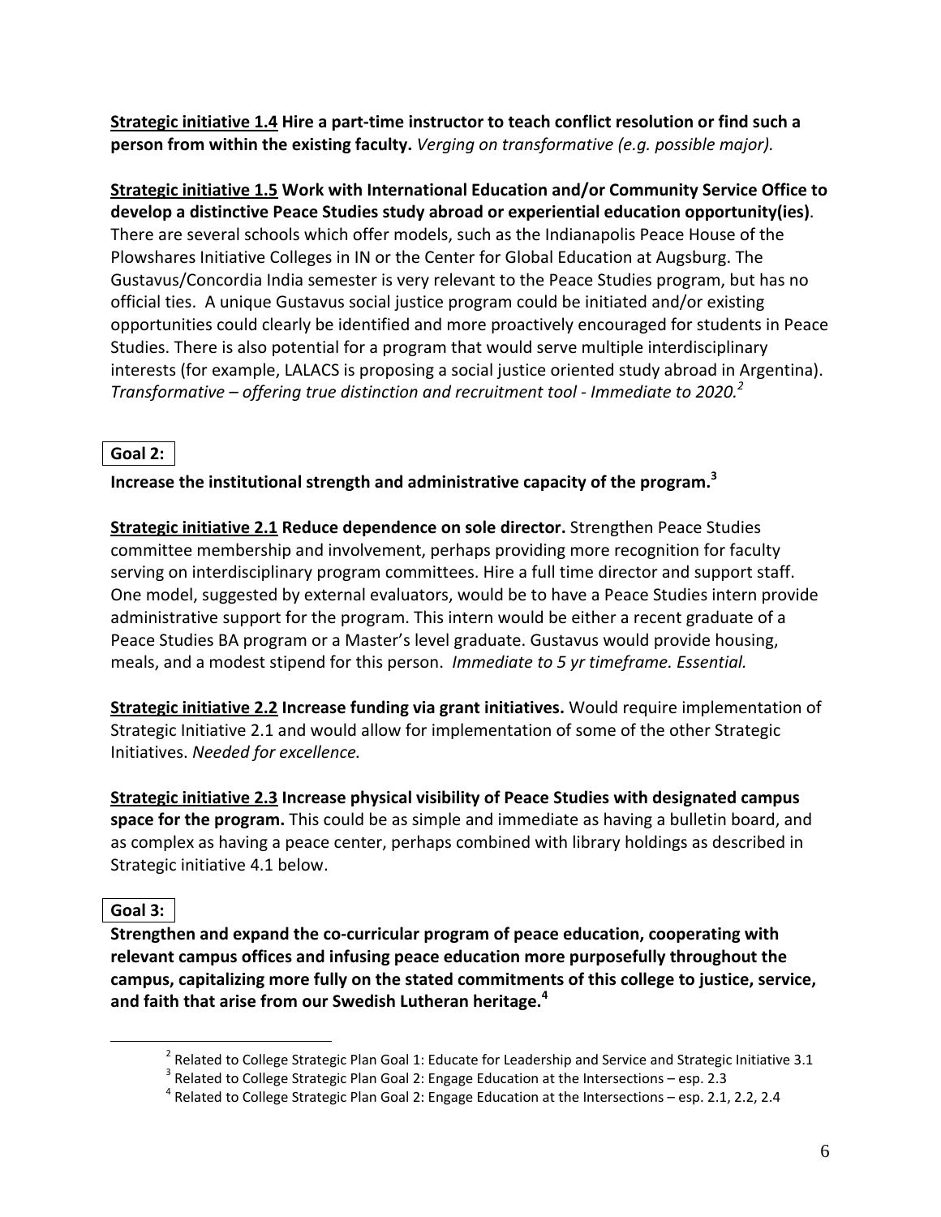**<u>Strategic initiative 1.4</u> Hire a part-time instructor to teach conflict resolution or find such a person from within the existing faculty.** *Verging on transformative (e.g. possible major).*

**<u>Strategic initiative 1.5</u> Work with International Education and/or Community Service Office to develop a distinctive Peace Studies study abroad or experiential education opportunity(ies)**. There are several schools which offer models, such as the Indianapolis Peace House of the Plowshares Initiative Colleges in IN or the Center for Global Education at Augsburg. The Gustavus/Concordia India semester is very relevant to the Peace Studies program, but has no official ties. A unique Gustavus social justice program could be initiated and/or existing opportunities could clearly be identified and more proactively encouraged for students in Peace Studies. There is also potential for a program that would serve multiple interdisciplinary interests (for example, LALACS is proposing a social justice oriented study abroad in Argentina). *Transformative – offering true distinction and recruitment tool - Immediate to 2020.*[2]

**Goal 2:**

**Increase the institutional strength and administrative capacity of the program.**[3]

**<u>Strategic initiative 2.1</u> Reduce dependence on sole director.** Strengthen Peace Studies committee membership and involvement, perhaps providing more recognition for faculty serving on interdisciplinary program committees. Hire a full time director and support staff. One model, suggested by external evaluators, would be to have a Peace Studies intern provide administrative support for the program. This intern would be either a recent graduate of a Peace Studies BA program or a Master's level graduate. Gustavus would provide housing, meals, and a modest stipend for this person. *Immediate to 5 yr timeframe. Essential.*

**<u>Strategic initiative 2.2</u> Increase funding via grant initiatives.** Would require implementation of Strategic Initiative 2.1 and would allow for implementation of some of the other Strategic Initiatives. *Needed for excellence.*

**<u>Strategic initiative 2.3</u> Increase physical visibility of Peace Studies with designated campus space for the program.** This could be as simple and immediate as having a bulletin board, and as complex as having a peace center, perhaps combined with library holdings as described in Strategic initiative 4.1 below.

**Goal 3:**

**Strengthen and expand the co-curricular program of peace education, cooperating with relevant campus offices and infusing peace education more purposefully throughout the campus, capitalizing more fully on the stated commitments of this college to justice, service, and faith that arise from our Swedish Lutheran heritage.**[4]

---

[2] Related to College Strategic Plan Goal 1: Educate for Leadership and Service and Strategic Initiative 3.1

[3] Related to College Strategic Plan Goal 2: Engage Education at the Intersections – esp. 2.3

[4] Related to College Strategic Plan Goal 2: Engage Education at the Intersections – esp. 2.1, 2.2, 2.4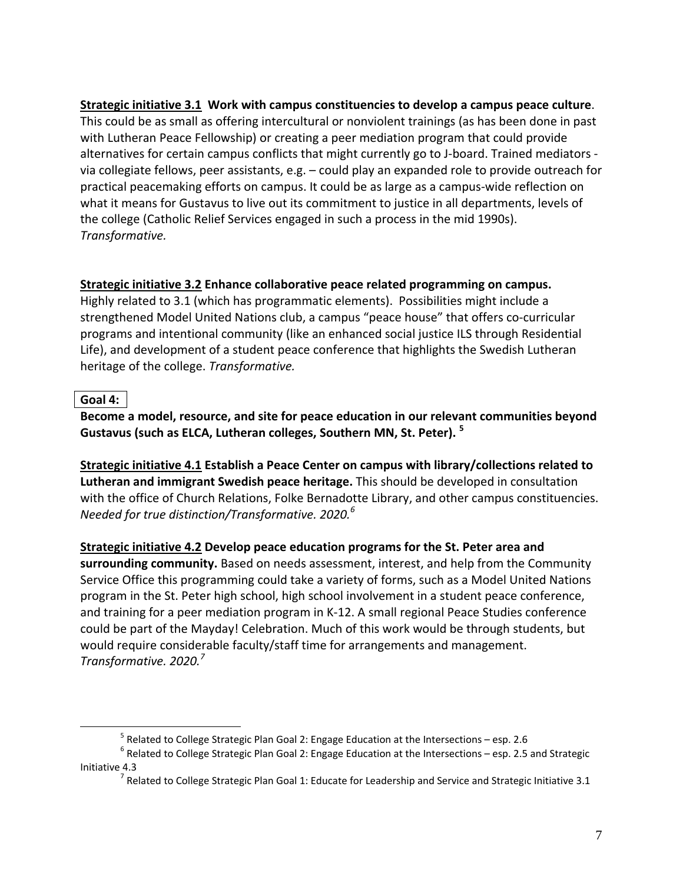**<u>Strategic initiative 3.1</u> Work with campus constituencies to develop a campus peace culture**. This could be as small as offering intercultural or nonviolent trainings (as has been done in past with Lutheran Peace Fellowship) or creating a peer mediation program that could provide alternatives for certain campus conflicts that might currently go to J-board. Trained mediators - via collegiate fellows, peer assistants, e.g. – could play an expanded role to provide outreach for practical peacemaking efforts on campus. It could be as large as a campus-wide reflection on what it means for Gustavus to live out its commitment to justice in all departments, levels of the college (Catholic Relief Services engaged in such a process in the mid 1990s). *Transformative.*

**<u>Strategic initiative 3.2</u> Enhance collaborative peace related programming on campus.** Highly related to 3.1 (which has programmatic elements). Possibilities might include a strengthened Model United Nations club, a campus "peace house" that offers co-curricular programs and intentional community (like an enhanced social justice ILS through Residential Life), and development of a student peace conference that highlights the Swedish Lutheran heritage of the college. *Transformative.*

**Goal 4:**

**Become a model, resource, and site for peace education in our relevant communities beyond Gustavus (such as ELCA, Lutheran colleges, Southern MN, St. Peter).** [5]

**<u>Strategic initiative 4.1</u> Establish a Peace Center on campus with library/collections related to Lutheran and immigrant Swedish peace heritage.** This should be developed in consultation with the office of Church Relations, Folke Bernadotte Library, and other campus constituencies. *Needed for true distinction/Transformative. 2020.*[6]

**<u>Strategic initiative 4.2</u> Develop peace education programs for the St. Peter area and surrounding community.** Based on needs assessment, interest, and help from the Community Service Office this programming could take a variety of forms, such as a Model United Nations program in the St. Peter high school, high school involvement in a student peace conference, and training for a peer mediation program in K-12. A small regional Peace Studies conference could be part of the Mayday! Celebration. Much of this work would be through students, but would require considerable faculty/staff time for arrangements and management. *Transformative. 2020.*[7]

---

[5] Related to College Strategic Plan Goal 2: Engage Education at the Intersections – esp. 2.6

[6] Related to College Strategic Plan Goal 2: Engage Education at the Intersections – esp. 2.5 and Strategic Initiative 4.3

[7] Related to College Strategic Plan Goal 1: Educate for Leadership and Service and Strategic Initiative 3.1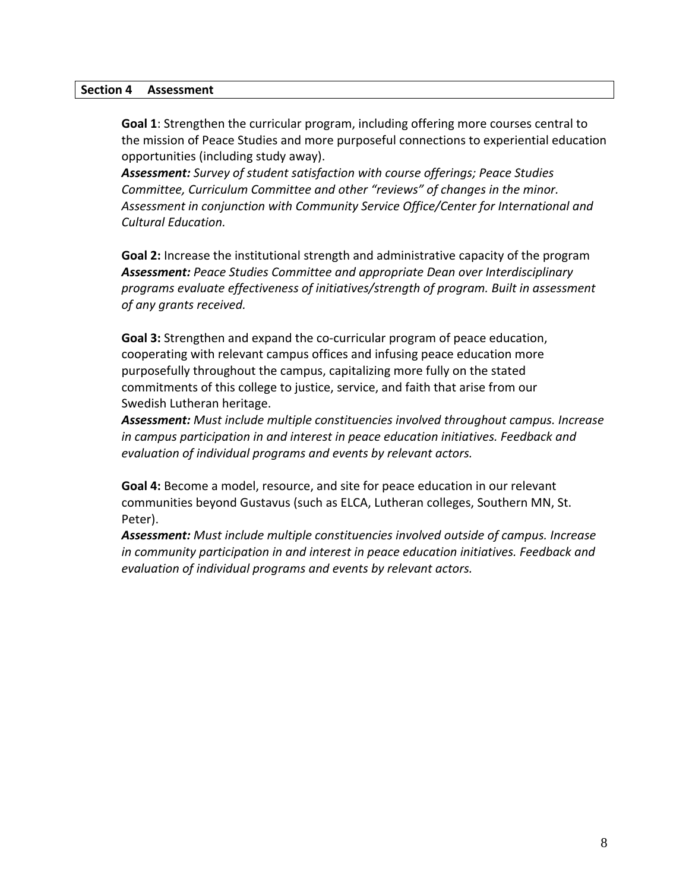## Section 4 Assessment

**Goal 1**: Strengthen the curricular program, including offering more courses central to the mission of Peace Studies and more purposeful connections to experiential education opportunities (including study away).
***Assessment:*** *Survey of student satisfaction with course offerings; Peace Studies Committee, Curriculum Committee and other "reviews" of changes in the minor. Assessment in conjunction with Community Service Office/Center for International and Cultural Education.*

**Goal 2:** Increase the institutional strength and administrative capacity of the program
***Assessment:*** *Peace Studies Committee and appropriate Dean over Interdisciplinary programs evaluate effectiveness of initiatives/strength of program. Built in assessment of any grants received.*

**Goal 3:** Strengthen and expand the co-curricular program of peace education, cooperating with relevant campus offices and infusing peace education more purposefully throughout the campus, capitalizing more fully on the stated commitments of this college to justice, service, and faith that arise from our Swedish Lutheran heritage.
***Assessment:*** *Must include multiple constituencies involved throughout campus. Increase in campus participation in and interest in peace education initiatives. Feedback and evaluation of individual programs and events by relevant actors.*

**Goal 4:** Become a model, resource, and site for peace education in our relevant communities beyond Gustavus (such as ELCA, Lutheran colleges, Southern MN, St. Peter).
***Assessment:*** *Must include multiple constituencies involved outside of campus. Increase in community participation in and interest in peace education initiatives. Feedback and evaluation of individual programs and events by relevant actors.*